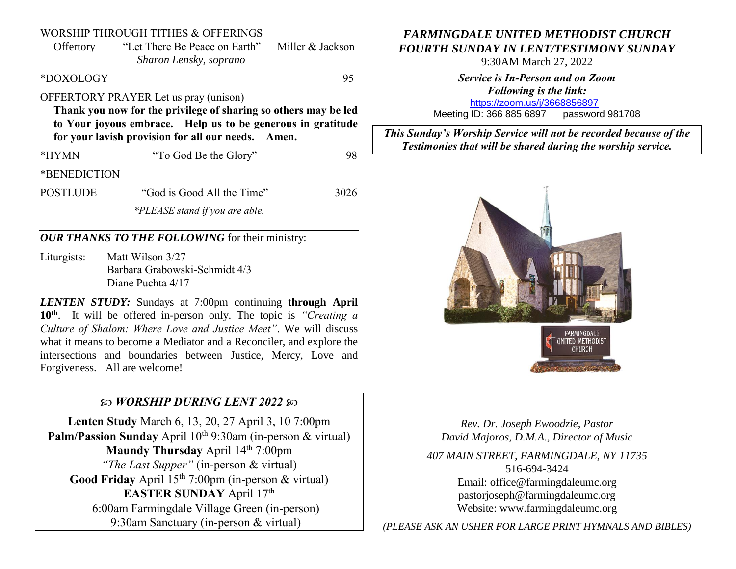WORSHIP THROUGH TITHES & OFFERINGS

Offertory "Let There Be Peace on Earth" Miller & Jackson
*Sharon Lensky, soprano*

*DOXOLOGY 95

OFFERTORY PRAYER Let us pray (unison)

**Thank you now for the privilege of sharing so others may be led to Your joyous embrace. Help us to be generous in gratitude for your lavish provision for all our needs. Amen.**

*HYMN "To God Be the Glory" 98

*BENEDICTION

POSTLUDE "God is Good All the Time" 3026

*\*PLEASE stand if you are able.*

---

***OUR THANKS TO THE FOLLOWING*** for their ministry:

Liturgists: Matt Wilson 3/27
Barbara Grabowski-Schmidt 4/3
Diane Puchta 4/17

***LENTEN STUDY:*** Sundays at 7:00pm continuing **through April 10th**. It will be offered in-person only. The topic is *"Creating a Culture of Shalom: Where Love and Justice Meet"*. We will discuss what it means to become a Mediator and a Reconciler, and explore the intersections and boundaries between Justice, Mercy, Love and Forgiveness. All are welcome!

## *WORSHIP DURING LENT 2022*

**Lenten Study** March 6, 13, 20, 27 April 3, 10 7:00pm
**Palm/Passion Sunday** April 10th 9:30am (in-person & virtual)
**Maundy Thursday** April 14th 7:00pm
*"The Last Supper"* (in-person & virtual)
**Good Friday** April 15th 7:00pm (in-person & virtual)
**EASTER SUNDAY** April 17th
6:00am Farmingdale Village Green (in-person)
9:30am Sanctuary (in-person & virtual)

# *FARMINGDALE UNITED METHODIST CHURCH*
## *FOURTH SUNDAY IN LENT/TESTIMONY SUNDAY*

9:30AM March 27, 2022

***Service is In-Person and on Zoom***
***Following is the link:***
https://zoom.us/j/3668856897
Meeting ID: 366 885 6897 password 981708

***This Sunday's Worship Service will not be recorded because of the Testimonies that will be shared during the worship service.***

*Rev. Dr. Joseph Ewoodzie, Pastor*
*David Majoros, D.M.A., Director of Music*

*407 MAIN STREET, FARMINGDALE, NY 11735*
516-694-3424
Email: office@farmingdaleumc.org
pastorjoseph@farmingdaleumc.org
Website: www.farmingdaleumc.org

*(PLEASE ASK AN USHER FOR LARGE PRINT HYMNALS AND BIBLES)*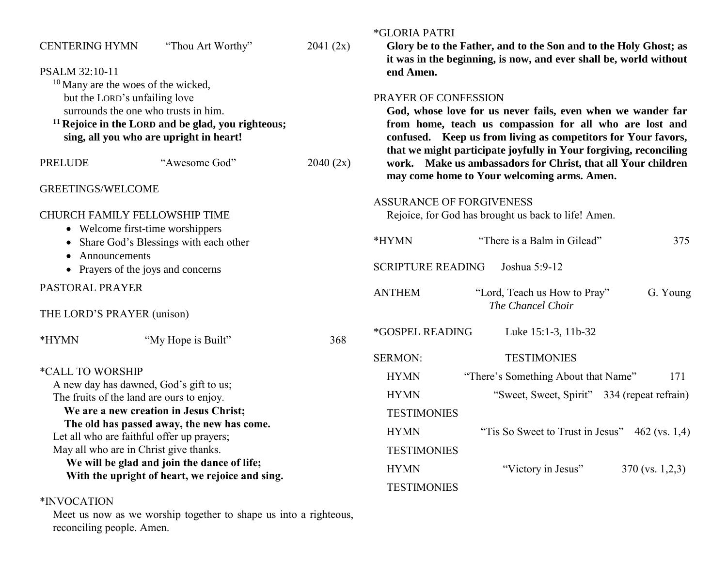CENTERING HYMN "Thou Art Worthy" 2041 (2x)

PSALM 32:10-11

[10] Many are the woes of the wicked,
but the LORD's unfailing love
surrounds the one who trusts in him.

**[11] Rejoice in the LORD and be glad, you righteous;**
**sing, all you who are upright in heart!**

PRELUDE "Awesome God" 2040 (2x)

GREETINGS/WELCOME

CHURCH FAMILY FELLOWSHIP TIME

- Welcome first-time worshippers
- Share God's Blessings with each other
- Announcements
- Prayers of the joys and concerns

PASTORAL PRAYER

THE LORD'S PRAYER (unison)

*HYMN "My Hope is Built" 368

*CALL TO WORSHIP

A new day has dawned, God's gift to us;
The fruits of the land are ours to enjoy.

**We are a new creation in Jesus Christ;**
**The old has passed away, the new has come.**

Let all who are faithful offer up prayers;
May all who are in Christ give thanks.

**We will be glad and join the dance of life;**
**With the upright of heart, we rejoice and sing.**

*INVOCATION

Meet us now as we worship together to shape us into a righteous, reconciling people. Amen.

*GLORIA PATRI

**Glory be to the Father, and to the Son and to the Holy Ghost; as it was in the beginning, is now, and ever shall be, world without end Amen.**

PRAYER OF CONFESSION

**God, whose love for us never fails, even when we wander far from home, teach us compassion for all who are lost and confused. Keep us from living as competitors for Your favors, that we might participate joyfully in Your forgiving, reconciling work. Make us ambassadors for Christ, that all Your children may come home to Your welcoming arms. Amen.**

ASSURANCE OF FORGIVENESS

Rejoice, for God has brought us back to life! Amen.

*HYMN "There is a Balm in Gilead" 375

SCRIPTURE READING Joshua 5:9-12

ANTHEM "Lord, Teach us How to Pray" G. Young
*The Chancel Choir*

*GOSPEL READING Luke 15:1-3, 11b-32

SERMON: TESTIMONIES

HYMN "There's Something About that Name" 171

HYMN "Sweet, Sweet, Spirit" 334 (repeat refrain)

TESTIMONIES

HYMN "Tis So Sweet to Trust in Jesus" 462 (vs. 1,4)

TESTIMONIES

HYMN "Victory in Jesus" 370 (vs. 1,2,3)

TESTIMONIES